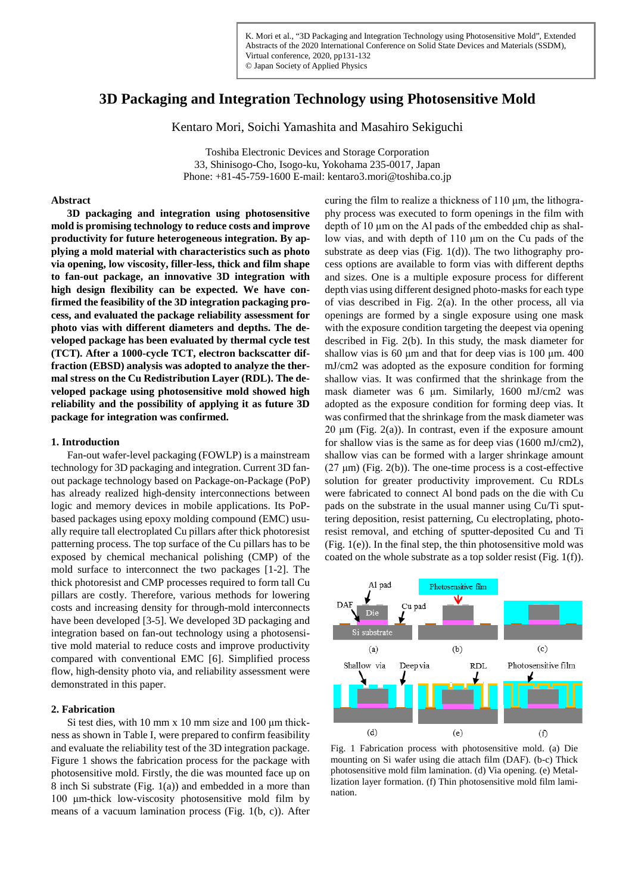K. Mori et al., "3D Packaging and Integration Technology using Photosensitive Mold", Extended Abstracts of the 2020 International Conference on Solid State Devices and Materials (SSDM), Virtual conference, 2020, pp131-132
© Japan Society of Applied Physics

# 3D Packaging and Integration Technology using Photosensitive Mold

Kentaro Mori, Soichi Yamashita and Masahiro Sekiguchi

Toshiba Electronic Devices and Storage Corporation
33, Shinisogo-Cho, Isogo-ku, Yokohama 235-0017, Japan
Phone: +81-45-759-1600 E-mail: kentaro3.mori@toshiba.co.jp

## Abstract

**3D packaging and integration using photosensitive mold is promising technology to reduce costs and improve productivity for future heterogeneous integration. By applying a mold material with characteristics such as photo via opening, low viscosity, filler-less, thick and film shape to fan-out package, an innovative 3D integration with high design flexibility can be expected. We have confirmed the feasibility of the 3D integration packaging process, and evaluated the package reliability assessment for photo vias with different diameters and depths. The developed package has been evaluated by thermal cycle test (TCT). After a 1000-cycle TCT, electron backscatter diffraction (EBSD) analysis was adopted to analyze the thermal stress on the Cu Redistribution Layer (RDL). The developed package using photosensitive mold showed high reliability and the possibility of applying it as future 3D package for integration was confirmed.**

## 1. Introduction

Fan-out wafer-level packaging (FOWLP) is a mainstream technology for 3D packaging and integration. Current 3D fan-out package technology based on Package-on-Package (PoP) has already realized high-density interconnections between logic and memory devices in mobile applications. Its PoP-based packages using epoxy molding compound (EMC) usually require tall electroplated Cu pillars after thick photoresist patterning process. The top surface of the Cu pillars has to be exposed by chemical mechanical polishing (CMP) of the mold surface to interconnect the two packages [1-2]. The thick photoresist and CMP processes required to form tall Cu pillars are costly. Therefore, various methods for lowering costs and increasing density for through-mold interconnects have been developed [3-5]. We developed 3D packaging and integration based on fan-out technology using a photosensitive mold material to reduce costs and improve productivity compared with conventional EMC [6]. Simplified process flow, high-density photo via, and reliability assessment were demonstrated in this paper.

## 2. Fabrication

Si test dies, with 10 mm x 10 mm size and 100 μm thickness as shown in Table I, were prepared to confirm feasibility and evaluate the reliability test of the 3D integration package. Figure 1 shows the fabrication process for the package with photosensitive mold. Firstly, the die was mounted face up on 8 inch Si substrate (Fig. 1(a)) and embedded in a more than 100 μm-thick low-viscosity photosensitive mold film by means of a vacuum lamination process (Fig. 1(b, c)). After curing the film to realize a thickness of 110 μm, the lithography process was executed to form openings in the film with depth of 10 μm on the Al pads of the embedded chip as shallow vias, and with depth of 110 μm on the Cu pads of the substrate as deep vias (Fig. 1(d)). The two lithography process options are available to form vias with different depths and sizes. One is a multiple exposure process for different depth vias using different designed photo-masks for each type of vias described in Fig. 2(a). In the other process, all via openings are formed by a single exposure using one mask with the exposure condition targeting the deepest via opening described in Fig. 2(b). In this study, the mask diameter for shallow vias is 60 μm and that for deep vias is 100 μm. 400 mJ/cm2 was adopted as the exposure condition for forming shallow vias. It was confirmed that the shrinkage from the mask diameter was 6 μm. Similarly, 1600 mJ/cm2 was adopted as the exposure condition for forming deep vias. It was confirmed that the shrinkage from the mask diameter was 20 μm (Fig. 2(a)). In contrast, even if the exposure amount for shallow vias is the same as for deep vias (1600 mJ/cm2), shallow vias can be formed with a larger shrinkage amount (27 μm) (Fig. 2(b)). The one-time process is a cost-effective solution for greater productivity improvement. Cu RDLs were fabricated to connect Al bond pads on the die with Cu pads on the substrate in the usual manner using Cu/Ti sputtering deposition, resist patterning, Cu electroplating, photoresist removal, and etching of sputter-deposited Cu and Ti (Fig. 1(e)). In the final step, the thin photosensitive mold was coated on the whole substrate as a top solder resist (Fig. 1(f)).

Fig. 1 Fabrication process with photosensitive mold. (a) Die mounting on Si wafer using die attach film (DAF). (b-c) Thick photosensitive mold film lamination. (d) Via opening. (e) Metallization layer formation. (f) Thin photosensitive mold film lamination.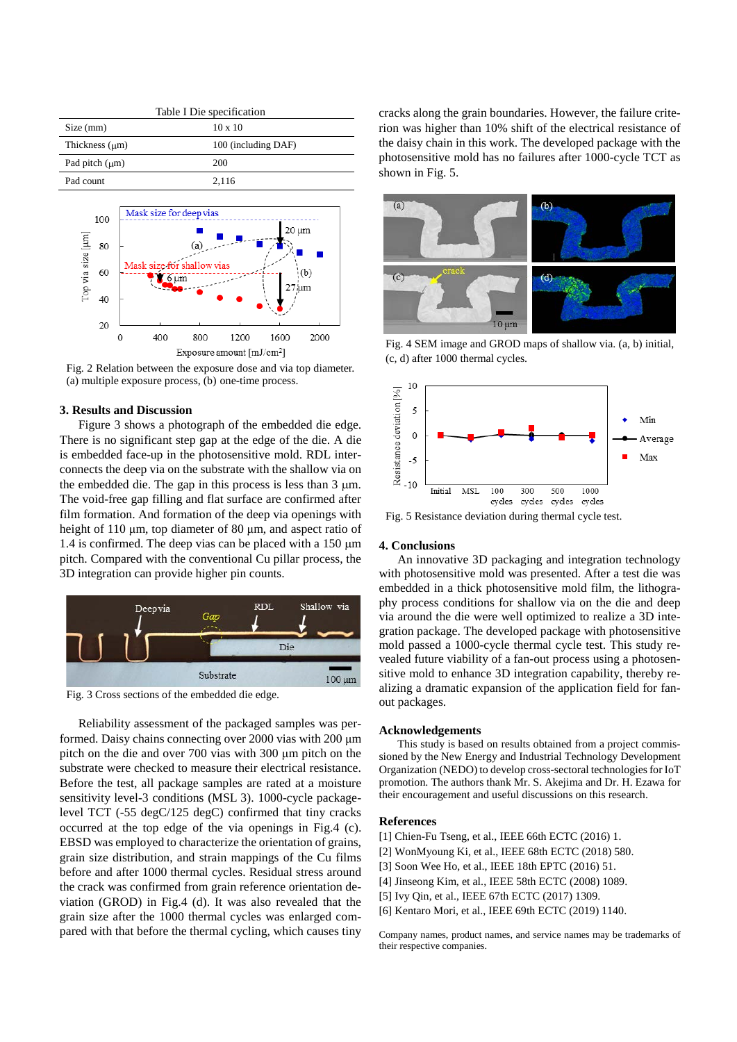Table I Die specification

| | |
|---|---|
| Size (mm) | 10 x 10 |
| Thickness (μm) | 100 (including DAF) |
| Pad pitch (μm) | 200 |
| Pad count | 2,116 |

Mask size for deep vias
Mask size for shallow vias
20 μm
6 μm
27 μm
(a)
(b)
Top via size [μm]
100
80
60
40
20
0
400
800
1200
1600
2000
Exposure amount [mJ/cm²]

Fig. 2 Relation between the exposure dose and via top diameter. (a) multiple exposure process, (b) one-time process.

## 3. Results and Discussion

Figure 3 shows a photograph of the embedded die edge. There is no significant step gap at the edge of the die. A die is embedded face-up in the photosensitive mold. RDL interconnects the deep via on the substrate with the shallow via on the embedded die. The gap in this process is less than 3 μm. The void-free gap filling and flat surface are confirmed after film formation. And formation of the deep via openings with height of 110 μm, top diameter of 80 μm, and aspect ratio of 1.4 is confirmed. The deep vias can be placed with a 150 μm pitch. Compared with the conventional Cu pillar process, the 3D integration can provide higher pin counts.

Deep via
Gap
RDL
Shallow via
Die
Substrate
100 μm

Fig. 3 Cross sections of the embedded die edge.

Reliability assessment of the packaged samples was performed. Daisy chains connecting over 2000 vias with 200 μm pitch on the die and over 700 vias with 300 μm pitch on the substrate were checked to measure their electrical resistance. Before the test, all package samples are rated at a moisture sensitivity level-3 conditions (MSL 3). 1000-cycle package-level TCT (-55 degC/125 degC) confirmed that tiny cracks occurred at the top edge of the via openings in Fig.4 (c). EBSD was employed to characterize the orientation of grains, grain size distribution, and strain mappings of the Cu films before and after 1000 thermal cycles. Residual stress around the crack was confirmed from grain reference orientation deviation (GROD) in Fig.4 (d). It was also revealed that the grain size after the 1000 thermal cycles was enlarged compared with that before the thermal cycling, which causes tiny cracks along the grain boundaries. However, the failure criterion was higher than 10% shift of the electrical resistance of the daisy chain in this work. The developed package with the photosensitive mold has no failures after 1000-cycle TCT as shown in Fig. 5.

(a)
(b)
(c)
crack
(d)
10 μm

Fig. 4 SEM image and GROD maps of shallow via. (a, b) initial, (c, d) after 1000 thermal cycles.

Resistance deviation [%]
10
5
0
-5
-10
Initial
MSL
100 cycles
300 cycles
500 cycles
1000 cycles
Min
Average
Max

Fig. 5 Resistance deviation during thermal cycle test.

## 4. Conclusions

An innovative 3D packaging and integration technology with photosensitive mold was presented. After a test die was embedded in a thick photosensitive mold film, the lithography process conditions for shallow via on the die and deep via around the die were well optimized to realize a 3D integration package. The developed package with photosensitive mold passed a 1000-cycle thermal cycle test. This study revealed future viability of a fan-out process using a photosensitive mold to enhance 3D integration capability, thereby realizing a dramatic expansion of the application field for fan-out packages.

## Acknowledgements

This study is based on results obtained from a project commissioned by the New Energy and Industrial Technology Development Organization (NEDO) to develop cross-sectoral technologies for IoT promotion. The authors thank Mr. S. Akejima and Dr. H. Ezawa for their encouragement and useful discussions on this research.

## References

[1] Chien-Fu Tseng, et al., IEEE 66th ECTC (2016) 1.
[2] WonMyoung Ki, et al., IEEE 68th ECTC (2018) 580.
[3] Soon Wee Ho, et al., IEEE 18th EPTC (2016) 51.
[4] Jinseong Kim, et al., IEEE 58th ECTC (2008) 1089.
[5] Ivy Qin, et al., IEEE 67th ECTC (2017) 1309.
[6] Kentaro Mori, et al., IEEE 69th ECTC (2019) 1140.

Company names, product names, and service names may be trademarks of their respective companies.